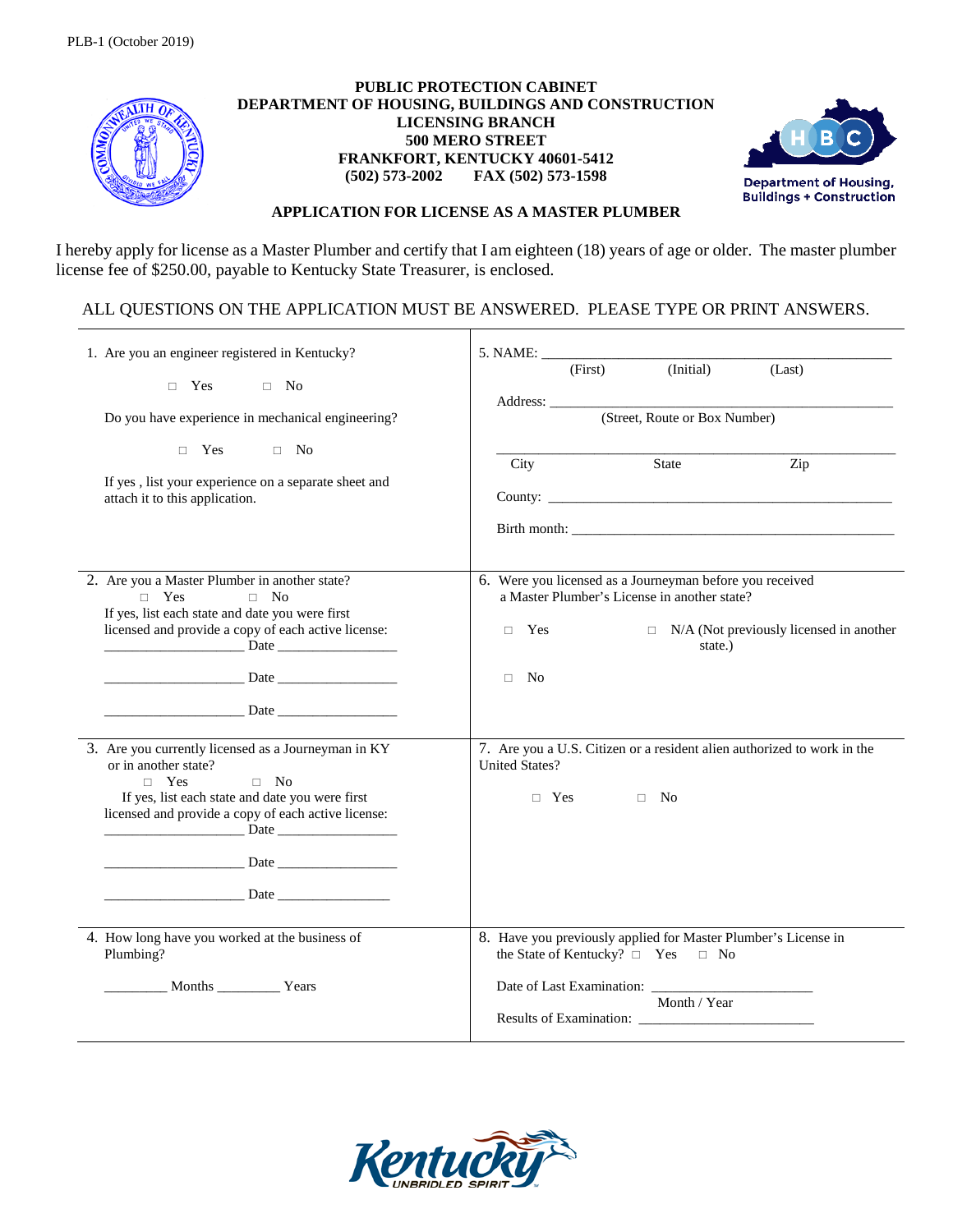PLB-1 (October 2019)

**PUBLIC PROTECTION CABINET**
**DEPARTMENT OF HOUSING, BUILDINGS AND CONSTRUCTION**
**LICENSING BRANCH**
**500 MERO STREET**
**FRANKFORT, KENTUCKY 40601-5412**
**(502) 573-2002 FAX (502) 573-1598**

Department of Housing, Buildings + Construction

## APPLICATION FOR LICENSE AS A MASTER PLUMBER

I hereby apply for license as a Master Plumber and certify that I am eighteen (18) years of age or older. The master plumber license fee of $250.00, payable to Kentucky State Treasurer, is enclosed.

ALL QUESTIONS ON THE APPLICATION MUST BE ANSWERED. PLEASE TYPE OR PRINT ANSWERS.

1. Are you an engineer registered in Kentucky?

   □ Yes □ No

   Do you have experience in mechanical engineering?

   □ Yes □ No

   If yes , list your experience on a separate sheet and attach it to this application.

2. Are you a Master Plumber in another state?
   □ Yes □ No
   If yes, list each state and date you were first licensed and provide a copy of each active license:
   ____________________ Date ________________
   ____________________ Date ________________
   ____________________ Date ________________

3. Are you currently licensed as a Journeyman in KY or in another state?
   □ Yes □ No
   If yes, list each state and date you were first licensed and provide a copy of each active license:
   ____________________ Date ________________
   ____________________ Date ________________
   ____________________ Date ________________

4. How long have you worked at the business of Plumbing?

   _________ Months _________ Years

5. NAME: ____________________________________________
   (First) (Initial) (Last)

   Address: ____________________________________________
   (Street, Route or Box Number)

   ____________________________________________
   City State Zip

   County: ____________________________________________

   Birth month: ____________________________________________

6. Were you licensed as a Journeyman before you received a Master Plumber's License in another state?

   □ Yes □ N/A (Not previously licensed in another state.)

   □ No

7. Are you a U.S. Citizen or a resident alien authorized to work in the United States?

   □ Yes □ No

8. Have you previously applied for Master Plumber's License in the State of Kentucky? □ Yes □ No

   Date of Last Examination: ______________________
   Month / Year

   Results of Examination: ______________________

Kentucky UNBRIDLED SPIRIT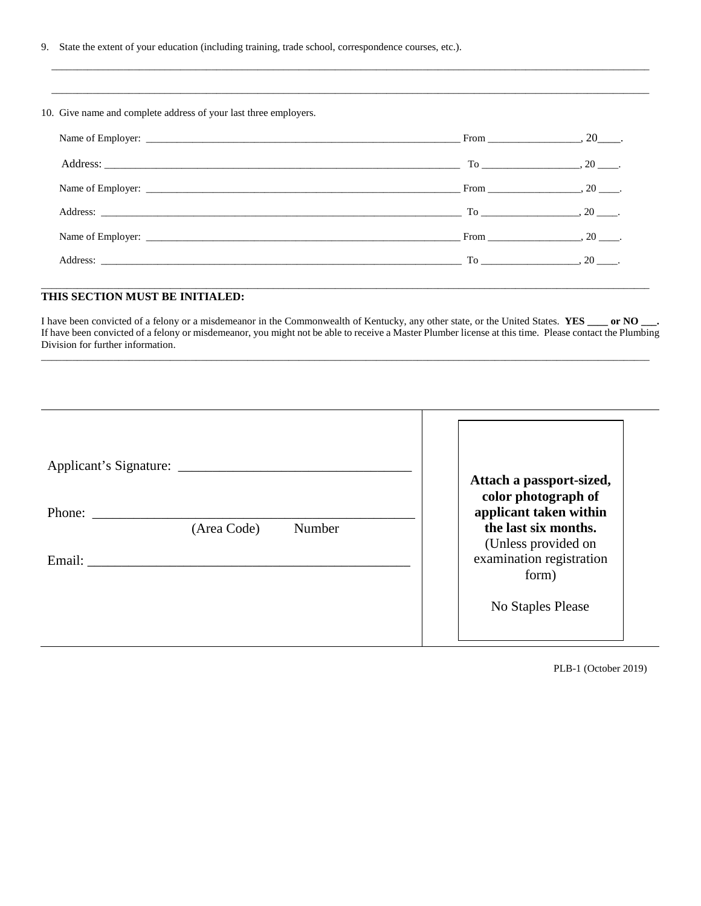9. State the extent of your education (including training, trade school, correspondence courses, etc.).

\_\_\_\_\_\_\_\_\_\_\_\_\_\_\_\_\_\_\_\_\_\_\_\_\_\_\_\_\_\_\_\_\_\_\_\_\_\_\_\_\_\_\_\_\_\_\_\_\_\_\_\_\_\_\_\_\_\_\_\_\_\_\_\_\_\_\_\_\_\_\_\_\_\_\_\_

\_\_\_\_\_\_\_\_\_\_\_\_\_\_\_\_\_\_\_\_\_\_\_\_\_\_\_\_\_\_\_\_\_\_\_\_\_\_\_\_\_\_\_\_\_\_\_\_\_\_\_\_\_\_\_\_\_\_\_\_\_\_\_\_\_\_\_\_\_\_\_\_\_\_\_\_

10. Give name and complete address of your last three employers.

Name of Employer: \_\_\_\_\_\_\_\_\_\_\_\_\_\_\_\_\_\_\_\_\_\_\_\_\_\_\_\_\_\_\_\_\_\_\_\_\_\_\_\_\_\_\_\_ From \_\_\_\_\_\_\_\_\_\_\_\_\_\_\_\_, 20\_\_\_\_.

Address: \_\_\_\_\_\_\_\_\_\_\_\_\_\_\_\_\_\_\_\_\_\_\_\_\_\_\_\_\_\_\_\_\_\_\_\_\_\_\_\_\_\_\_\_\_\_\_\_\_\_ To \_\_\_\_\_\_\_\_\_\_\_\_\_\_\_\_, 20 \_\_\_\_.

Name of Employer: \_\_\_\_\_\_\_\_\_\_\_\_\_\_\_\_\_\_\_\_\_\_\_\_\_\_\_\_\_\_\_\_\_\_\_\_\_\_\_\_\_\_\_\_ From \_\_\_\_\_\_\_\_\_\_\_\_\_\_\_\_, 20 \_\_\_\_.

Address: \_\_\_\_\_\_\_\_\_\_\_\_\_\_\_\_\_\_\_\_\_\_\_\_\_\_\_\_\_\_\_\_\_\_\_\_\_\_\_\_\_\_\_\_\_\_\_\_\_\_ To \_\_\_\_\_\_\_\_\_\_\_\_\_\_\_\_, 20 \_\_\_\_.

Name of Employer: \_\_\_\_\_\_\_\_\_\_\_\_\_\_\_\_\_\_\_\_\_\_\_\_\_\_\_\_\_\_\_\_\_\_\_\_\_\_\_\_\_\_\_\_ From \_\_\_\_\_\_\_\_\_\_\_\_\_\_\_\_, 20 \_\_\_\_.

Address: \_\_\_\_\_\_\_\_\_\_\_\_\_\_\_\_\_\_\_\_\_\_\_\_\_\_\_\_\_\_\_\_\_\_\_\_\_\_\_\_\_\_\_\_\_\_\_\_\_\_ To \_\_\_\_\_\_\_\_\_\_\_\_\_\_\_\_, 20 \_\_\_\_.

**THIS SECTION MUST BE INITIALED:**

I have been convicted of a felony or a misdemeanor in the Commonwealth of Kentucky, any other state, or the United States. **YES \_\_\_\_ or NO \_\_\_.** If have been convicted of a felony or misdemeanor, you might not be able to receive a Master Plumber license at this time. Please contact the Plumbing Division for further information.

Applicant's Signature: \_\_\_\_\_\_\_\_\_\_\_\_\_\_\_\_\_\_\_\_\_\_\_\_\_\_\_\_\_\_\_\_

Phone: \_\_\_\_\_\_\_\_\_\_\_\_\_\_\_\_\_\_\_\_\_\_\_\_\_\_\_\_\_\_\_\_\_\_\_\_\_\_\_\_
(Area Code) Number

Email: \_\_\_\_\_\_\_\_\_\_\_\_\_\_\_\_\_\_\_\_\_\_\_\_\_\_\_\_\_\_\_\_\_\_\_\_\_\_\_\_\_\_

**Attach a passport-sized, color photograph of applicant taken within the last six months.** (Unless provided on examination registration form)

No Staples Please

PLB-1 (October 2019)